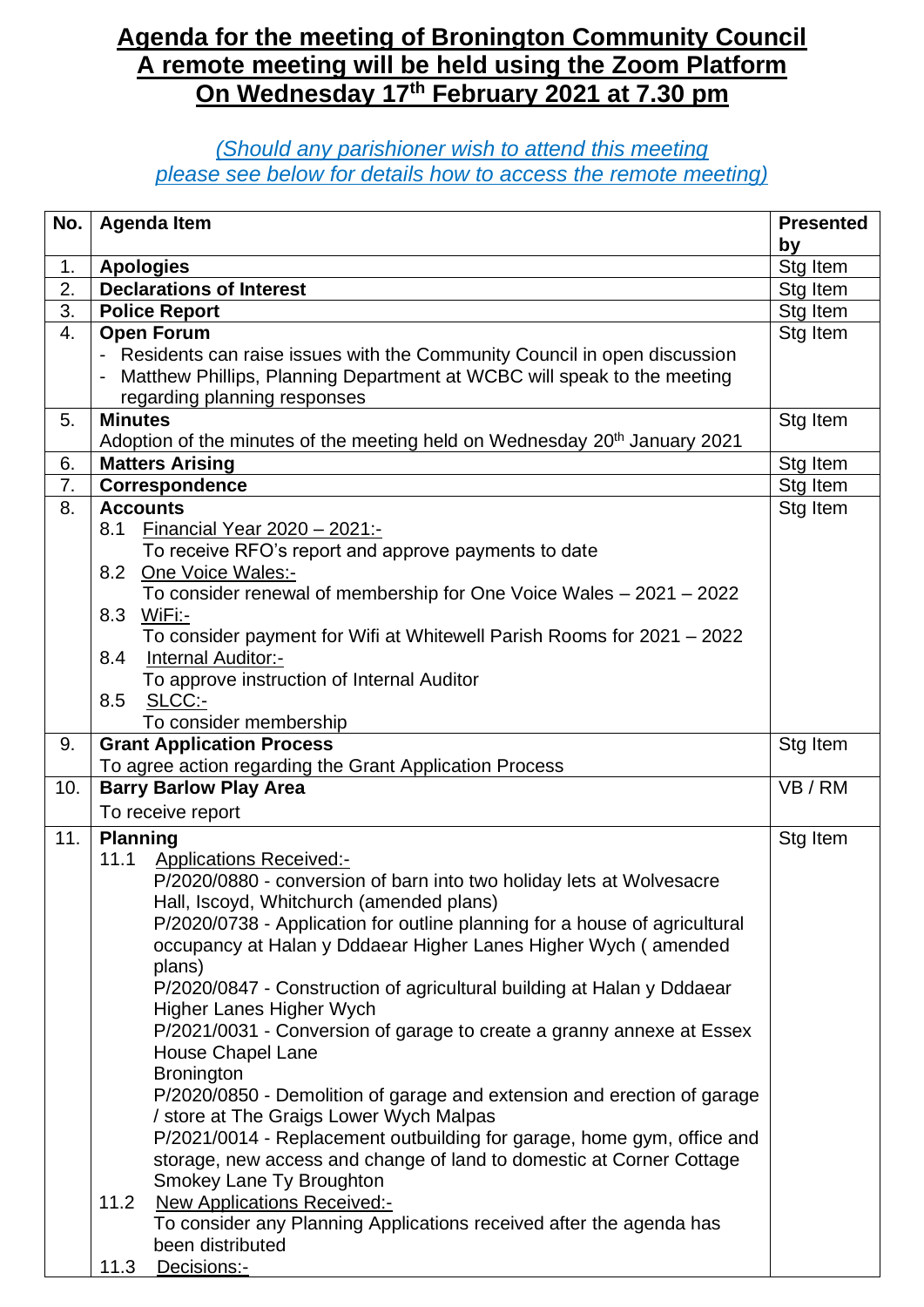# Agenda for the meeting of Bronington Community Council
# A remote meeting will be held using the Zoom Platform
# On Wednesday 17th February 2021 at 7.30 pm

*(Should any parishioner wish to attend this meeting please see below for details how to access the remote meeting)*

| No. | Agenda Item | Presented by |
|---|---|---|
| 1. | **Apologies** | Stg Item |
| 2. | **Declarations of Interest** | Stg Item |
| 3. | **Police Report** | Stg Item |
| 4. | **Open Forum**<br>- Residents can raise issues with the Community Council in open discussion<br>- Matthew Phillips, Planning Department at WCBC will speak to the meeting regarding planning responses | Stg Item |
| 5. | **Minutes**<br>Adoption of the minutes of the meeting held on Wednesday 20th January 2021 | Stg Item |
| 6. | **Matters Arising** | Stg Item |
| 7. | **Correspondence** | Stg Item |
| 8. | **Accounts**<br>8.1 Financial Year 2020 – 2021:-<br>To receive RFO's report and approve payments to date<br>8.2 One Voice Wales:-<br>To consider renewal of membership for One Voice Wales – 2021 – 2022<br>8.3 WiFi:-<br>To consider payment for Wifi at Whitewell Parish Rooms for 2021 – 2022<br>8.4 Internal Auditor:-<br>To approve instruction of Internal Auditor<br>8.5 SLCC:-<br>To consider membership | Stg Item |
| 9. | **Grant Application Process**<br>To agree action regarding the Grant Application Process | Stg Item |
| 10. | **Barry Barlow Play Area**<br>To receive report | VB / RM |
| 11. | **Planning**<br>11.1 Applications Received:-<br>P/2020/0880 - conversion of barn into two holiday lets at Wolvesacre Hall, Iscoyd, Whitchurch (amended plans)<br>P/2020/0738 - Application for outline planning for a house of agricultural occupancy at Halan y Dddaear Higher Lanes Higher Wych ( amended plans)<br>P/2020/0847 - Construction of agricultural building at Halan y Dddaear Higher Lanes Higher Wych<br>P/2021/0031 - Conversion of garage to create a granny annexe at Essex House Chapel Lane Bronington<br>P/2020/0850 - Demolition of garage and extension and erection of garage / store at The Graigs Lower Wych Malpas<br>P/2021/0014 - Replacement outbuilding for garage, home gym, office and storage, new access and change of land to domestic at Corner Cottage Smokey Lane Ty Broughton<br>11.2 New Applications Received:-<br>To consider any Planning Applications received after the agenda has been distributed<br>11.3 Decisions:- | Stg Item |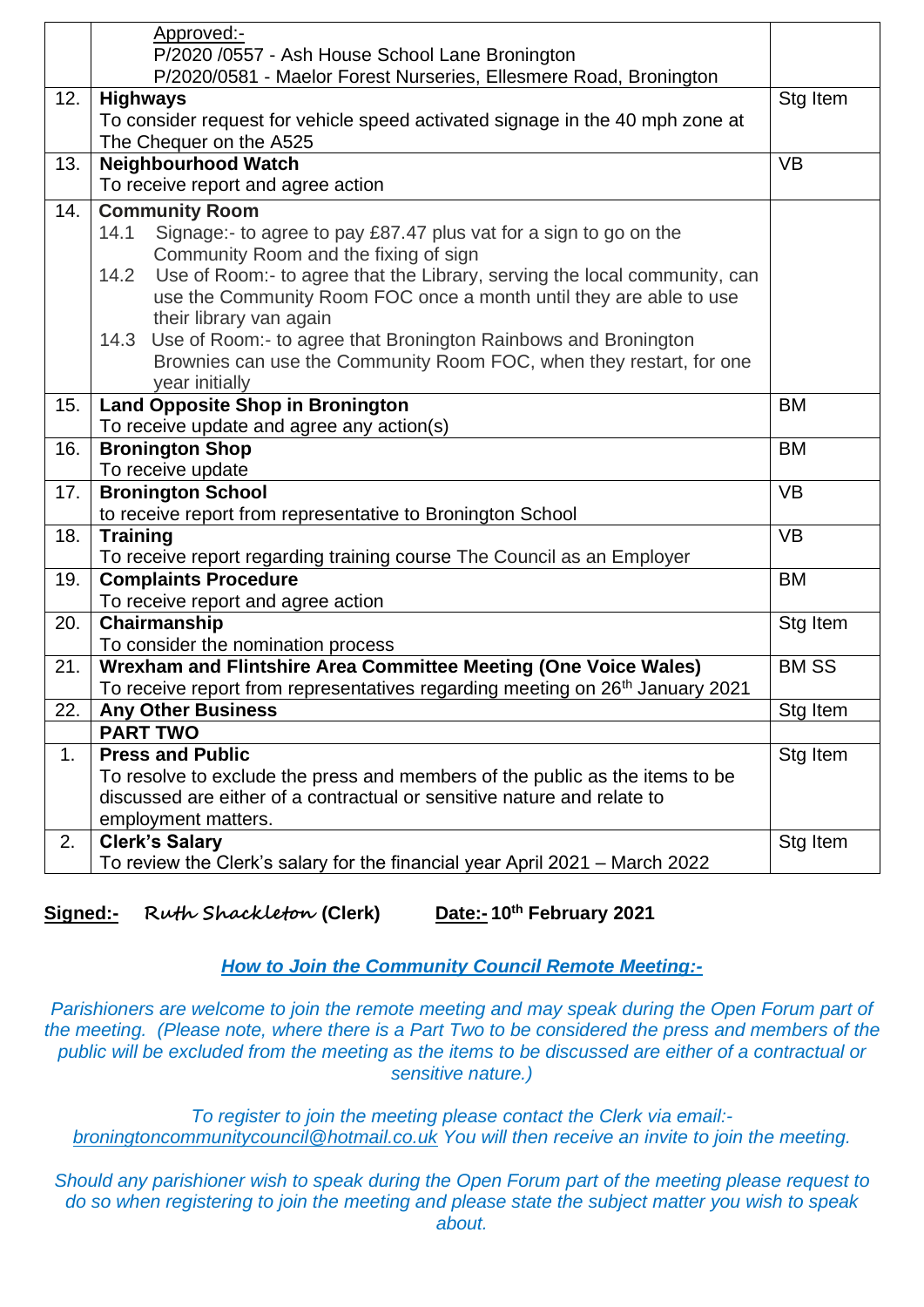|  |  |  |
|---|---|---|
|  | Approved:-<br>P/2020 /0557 - Ash House School Lane Bronington<br>P/2020/0581 - Maelor Forest Nurseries, Ellesmere Road, Bronington |  |
| 12. | **Highways**<br>To consider request for vehicle speed activated signage in the 40 mph zone at The Chequer on the A525 | Stg Item |
| 13. | **Neighbourhood Watch**<br>To receive report and agree action | VB |
| 14. | **Community Room**<br>14.1 Signage:- to agree to pay £87.47 plus vat for a sign to go on the Community Room and the fixing of sign<br>14.2 Use of Room:- to agree that the Library, serving the local community, can use the Community Room FOC once a month until they are able to use their library van again<br>14.3 Use of Room:- to agree that Bronington Rainbows and Bronington Brownies can use the Community Room FOC, when they restart, for one year initially |  |
| 15. | **Land Opposite Shop in Bronington**<br>To receive update and agree any action(s) | BM |
| 16. | **Bronington Shop**<br>To receive update | BM |
| 17. | **Bronington School**<br>to receive report from representative to Bronington School | VB |
| 18. | **Training**<br>To receive report regarding training course The Council as an Employer | VB |
| 19. | **Complaints Procedure**<br>To receive report and agree action | BM |
| 20. | **Chairmanship**<br>To consider the nomination process | Stg Item |
| 21. | **Wrexham and Flintshire Area Committee Meeting (One Voice Wales)**<br>To receive report from representatives regarding meeting on 26th January 2021 | BM SS |
| 22. | **Any Other Business** | Stg Item |
|  | **PART TWO** |  |
| 1. | **Press and Public**<br>To resolve to exclude the press and members of the public as the items to be discussed are either of a contractual or sensitive nature and relate to employment matters. | Stg Item |
| 2. | **Clerk's Salary**<br>To review the Clerk's salary for the financial year April 2021 – March 2022 | Stg Item |

**Signed:-** *Ruth Shackleton* **(Clerk)** **Date:- 10th February 2021**

***How to Join the Community Council Remote Meeting:-***

*Parishioners are welcome to join the remote meeting and may speak during the Open Forum part of the meeting. (Please note, where there is a Part Two to be considered the press and members of the public will be excluded from the meeting as the items to be discussed are either of a contractual or sensitive nature.)*

*To register to join the meeting please contact the Clerk via email:- broningtoncommunitycouncil@hotmail.co.uk You will then receive an invite to join the meeting.*

*Should any parishioner wish to speak during the Open Forum part of the meeting please request to do so when registering to join the meeting and please state the subject matter you wish to speak about.*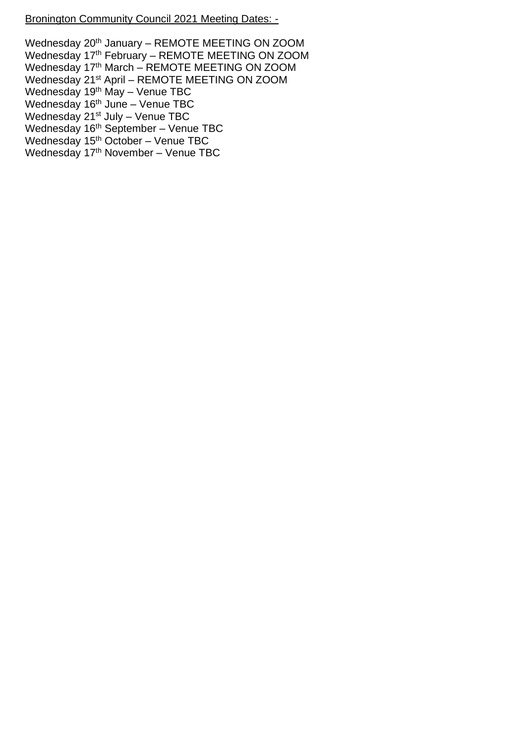Bronington Community Council 2021 Meeting Dates: -

Wednesday 20th January – REMOTE MEETING ON ZOOM
Wednesday 17th February – REMOTE MEETING ON ZOOM
Wednesday 17th March – REMOTE MEETING ON ZOOM
Wednesday 21st April – REMOTE MEETING ON ZOOM
Wednesday 19th May – Venue TBC
Wednesday 16th June – Venue TBC
Wednesday 21st July – Venue TBC
Wednesday 16th September – Venue TBC
Wednesday 15th October – Venue TBC
Wednesday 17th November – Venue TBC